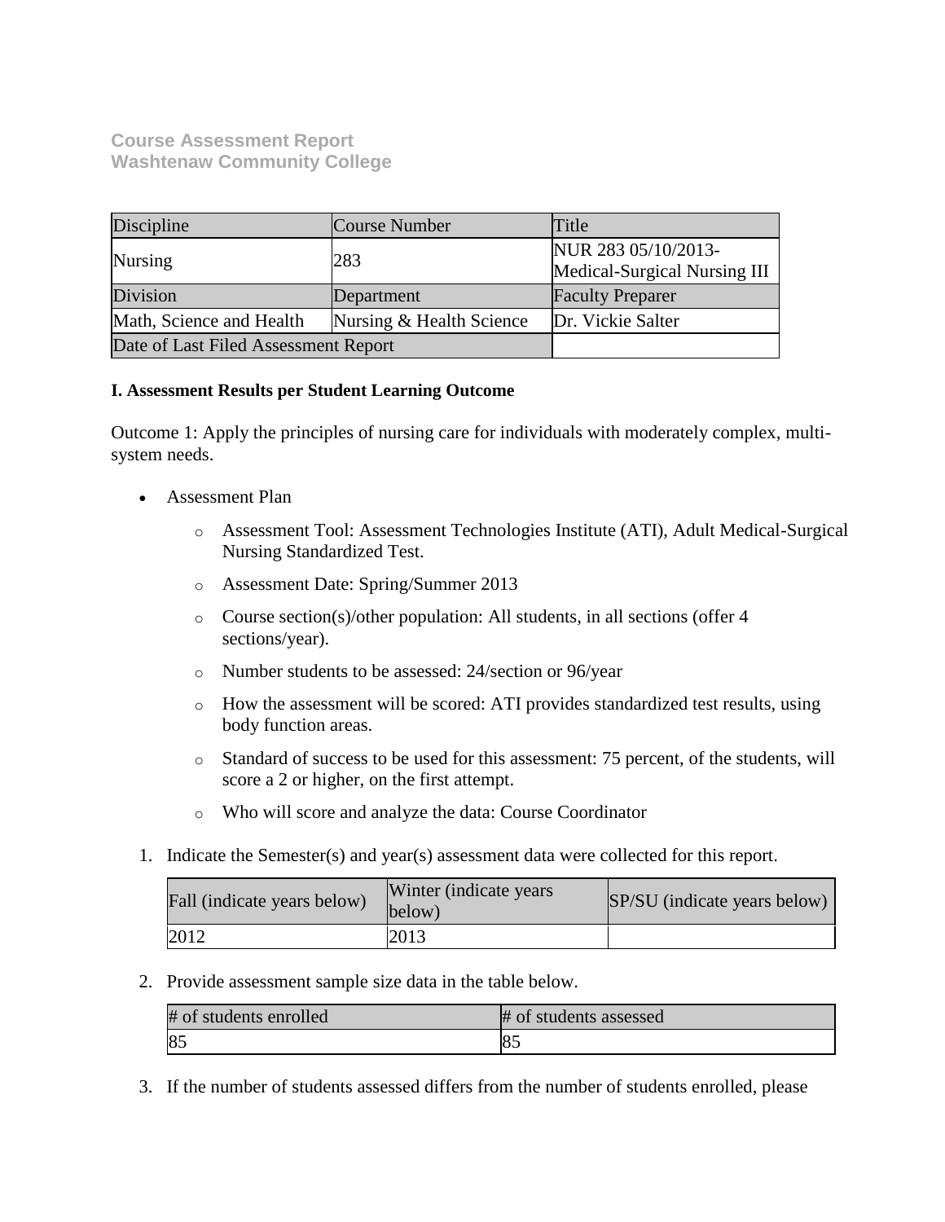**Course Assessment Report**
**Washtenaw Community College**

| Discipline | Course Number | Title |
|---|---|---|
| Nursing | 283 | NUR 283 05/10/2013-Medical-Surgical Nursing III |
| Division | Department | Faculty Preparer |
| Math, Science and Health | Nursing & Health Science | Dr. Vickie Salter |
| Date of Last Filed Assessment Report | | |

**I. Assessment Results per Student Learning Outcome**

Outcome 1: Apply the principles of nursing care for individuals with moderately complex, multi-system needs.

- Assessment Plan
    - Assessment Tool: Assessment Technologies Institute (ATI), Adult Medical-Surgical Nursing Standardized Test.
    - Assessment Date: Spring/Summer 2013
    - Course section(s)/other population: All students, in all sections (offer 4 sections/year).
    - Number students to be assessed: 24/section or 96/year
    - How the assessment will be scored: ATI provides standardized test results, using body function areas.
    - Standard of success to be used for this assessment: 75 percent, of the students, will score a 2 or higher, on the first attempt.
    - Who will score and analyze the data: Course Coordinator

1. Indicate the Semester(s) and year(s) assessment data were collected for this report.

| Fall (indicate years below) | Winter (indicate years below) | SP/SU (indicate years below) |
|---|---|---|
| 2012 | 2013 | |

2. Provide assessment sample size data in the table below.

| # of students enrolled | # of students assessed |
|---|---|
| 85 | 85 |

3. If the number of students assessed differs from the number of students enrolled, please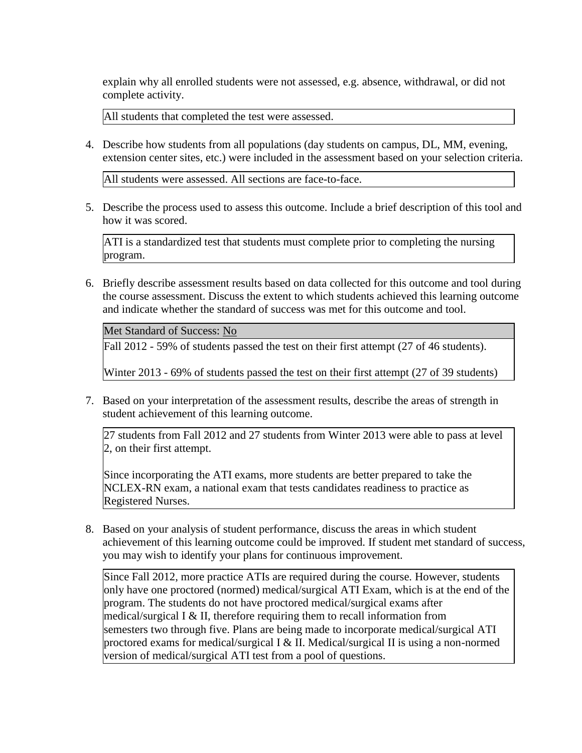explain why all enrolled students were not assessed, e.g. absence, withdrawal, or did not complete activity.

| All students that completed the test were assessed. |
|---|

4. Describe how students from all populations (day students on campus, DL, MM, evening, extension center sites, etc.) were included in the assessment based on your selection criteria.

| All students were assessed. All sections are face-to-face. |
|---|

5. Describe the process used to assess this outcome. Include a brief description of this tool and how it was scored.

| ATI is a standardized test that students must complete prior to completing the nursing program. |
|---|

6. Briefly describe assessment results based on data collected for this outcome and tool during the course assessment. Discuss the extent to which students achieved this learning outcome and indicate whether the standard of success was met for this outcome and tool.

| Met Standard of Success: No |
|---|
| Fall 2012 - 59% of students passed the test on their first attempt (27 of 46 students).<br><br>Winter 2013 - 69% of students passed the test on their first attempt (27 of 39 students) |

7. Based on your interpretation of the assessment results, describe the areas of strength in student achievement of this learning outcome.

| 27 students from Fall 2012 and 27 students from Winter 2013 were able to pass at level 2, on their first attempt.<br><br>Since incorporating the ATI exams, more students are better prepared to take the NCLEX-RN exam, a national exam that tests candidates readiness to practice as Registered Nurses. |
|---|

8. Based on your analysis of student performance, discuss the areas in which student achievement of this learning outcome could be improved. If student met standard of success, you may wish to identify your plans for continuous improvement.

| Since Fall 2012, more practice ATIs are required during the course. However, students only have one proctored (normed) medical/surgical ATI Exam, which is at the end of the program. The students do not have proctored medical/surgical exams after medical/surgical I & II, therefore requiring them to recall information from semesters two through five. Plans are being made to incorporate medical/surgical ATI proctored exams for medical/surgical I & II. Medical/surgical II is using a non-normed version of medical/surgical ATI test from a pool of questions. |
|---|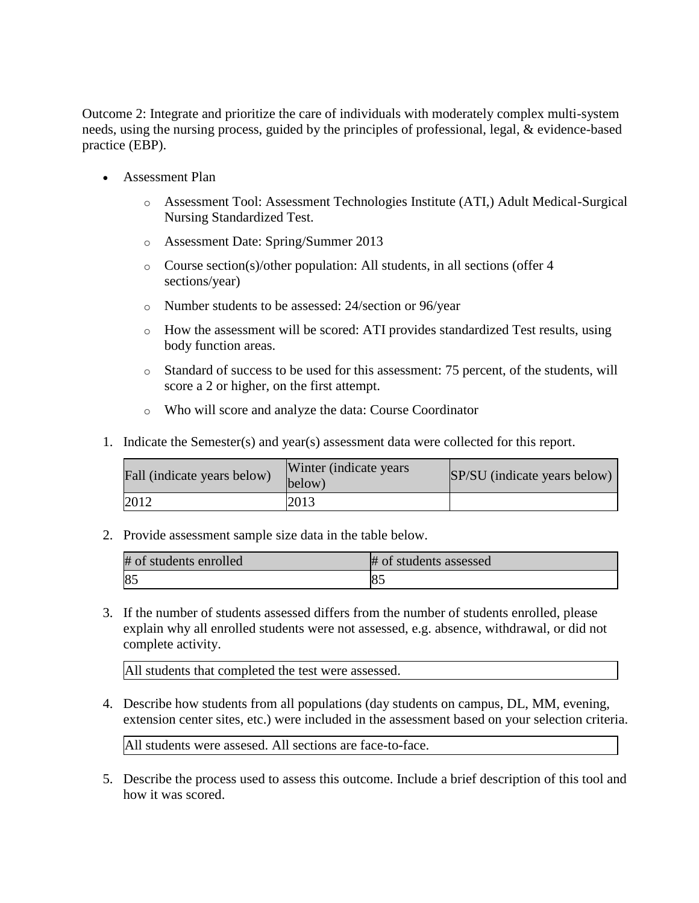Outcome 2: Integrate and prioritize the care of individuals with moderately complex multi-system needs, using the nursing process, guided by the principles of professional, legal, & evidence-based practice (EBP).

- Assessment Plan
    - Assessment Tool: Assessment Technologies Institute (ATI,) Adult Medical-Surgical Nursing Standardized Test.
    - Assessment Date: Spring/Summer 2013
    - Course section(s)/other population: All students, in all sections (offer 4 sections/year)
    - Number students to be assessed: 24/section or 96/year
    - How the assessment will be scored: ATI provides standardized Test results, using body function areas.
    - Standard of success to be used for this assessment: 75 percent, of the students, will score a 2 or higher, on the first attempt.
    - Who will score and analyze the data: Course Coordinator

1. Indicate the Semester(s) and year(s) assessment data were collected for this report.

| Fall (indicate years below) | Winter (indicate years below) | SP/SU (indicate years below) |
|---|---|---|
| 2012 | 2013 | |

2. Provide assessment sample size data in the table below.

| # of students enrolled | # of students assessed |
|---|---|
| 85 | 85 |

3. If the number of students assessed differs from the number of students enrolled, please explain why all enrolled students were not assessed, e.g. absence, withdrawal, or did not complete activity.

| All students that completed the test were assessed. |
|---|

4. Describe how students from all populations (day students on campus, DL, MM, evening, extension center sites, etc.) were included in the assessment based on your selection criteria.

| All students were assesed. All sections are face-to-face. |
|---|

5. Describe the process used to assess this outcome. Include a brief description of this tool and how it was scored.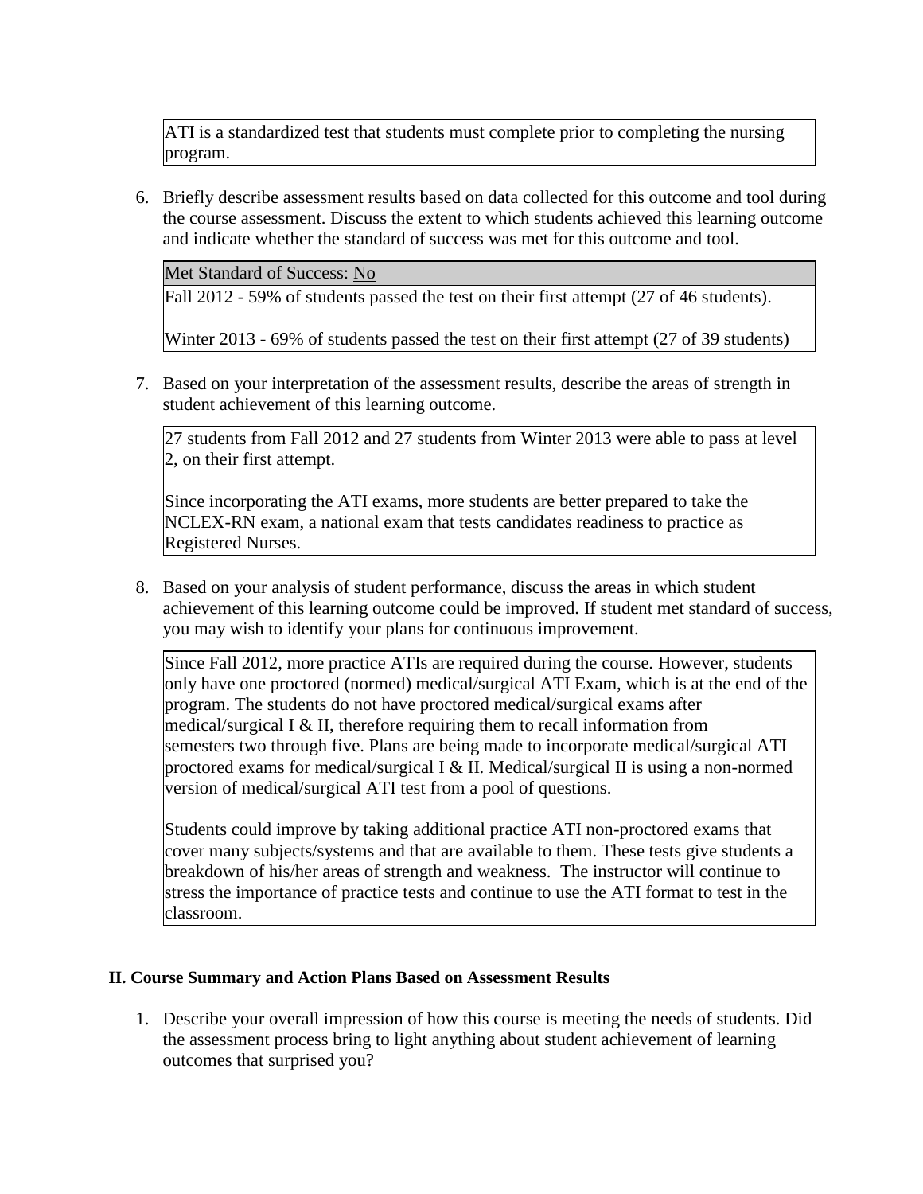ATI is a standardized test that students must complete prior to completing the nursing program.

6. Briefly describe assessment results based on data collected for this outcome and tool during the course assessment. Discuss the extent to which students achieved this learning outcome and indicate whether the standard of success was met for this outcome and tool.

| Met Standard of Success: No |
| --- |
| Fall 2012 - 59% of students passed the test on their first attempt (27 of 46 students).<br><br>Winter 2013 - 69% of students passed the test on their first attempt (27 of 39 students) |

7. Based on your interpretation of the assessment results, describe the areas of strength in student achievement of this learning outcome.

   27 students from Fall 2012 and 27 students from Winter 2013 were able to pass at level 2, on their first attempt.

   Since incorporating the ATI exams, more students are better prepared to take the NCLEX-RN exam, a national exam that tests candidates readiness to practice as Registered Nurses.

8. Based on your analysis of student performance, discuss the areas in which student achievement of this learning outcome could be improved. If student met standard of success, you may wish to identify your plans for continuous improvement.

   Since Fall 2012, more practice ATIs are required during the course. However, students only have one proctored (normed) medical/surgical ATI Exam, which is at the end of the program. The students do not have proctored medical/surgical exams after medical/surgical I & II, therefore requiring them to recall information from semesters two through five. Plans are being made to incorporate medical/surgical ATI proctored exams for medical/surgical I & II. Medical/surgical II is using a non-normed version of medical/surgical ATI test from a pool of questions.

   Students could improve by taking additional practice ATI non-proctored exams that cover many subjects/systems and that are available to them. These tests give students a breakdown of his/her areas of strength and weakness. The instructor will continue to stress the importance of practice tests and continue to use the ATI format to test in the classroom.

## II. Course Summary and Action Plans Based on Assessment Results

1. Describe your overall impression of how this course is meeting the needs of students. Did the assessment process bring to light anything about student achievement of learning outcomes that surprised you?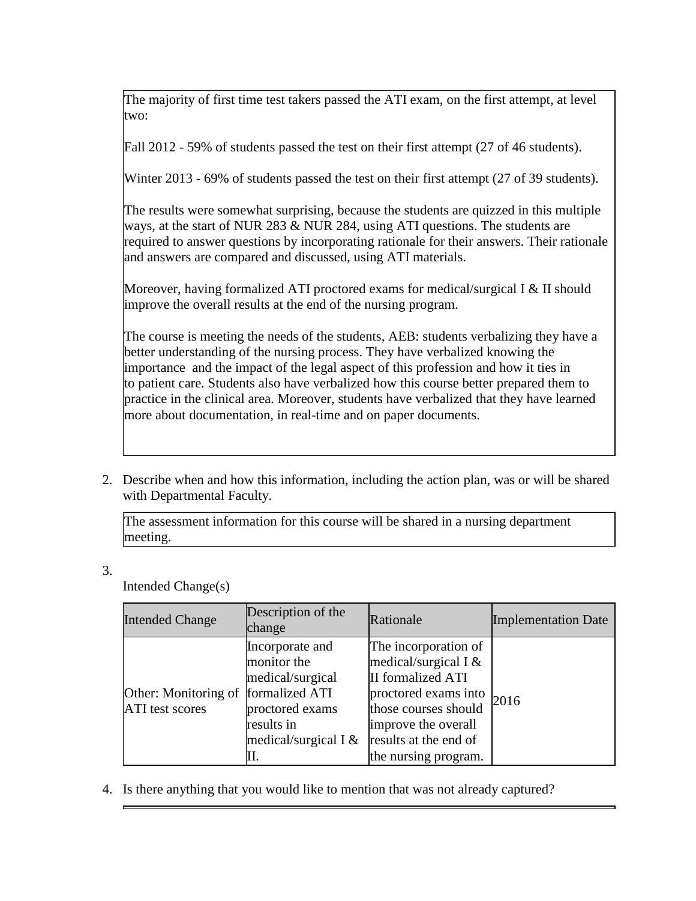The majority of first time test takers passed the ATI exam, on the first attempt, at level two:

Fall 2012 - 59% of students passed the test on their first attempt (27 of 46 students).

Winter 2013 - 69% of students passed the test on their first attempt (27 of 39 students).

The results were somewhat surprising, because the students are quizzed in this multiple ways, at the start of NUR 283 & NUR 284, using ATI questions. The students are required to answer questions by incorporating rationale for their answers. Their rationale and answers are compared and discussed, using ATI materials.

Moreover, having formalized ATI proctored exams for medical/surgical I & II should improve the overall results at the end of the nursing program.

The course is meeting the needs of the students, AEB: students verbalizing they have a better understanding of the nursing process. They have verbalized knowing the importance and the impact of the legal aspect of this profession and how it ties in to patient care. Students also have verbalized how this course better prepared them to practice in the clinical area. Moreover, students have verbalized that they have learned more about documentation, in real-time and on paper documents.

2. Describe when and how this information, including the action plan, was or will be shared with Departmental Faculty.

The assessment information for this course will be shared in a nursing department meeting.

3. Intended Change(s)

| Intended Change | Description of the change | Rationale | Implementation Date |
|---|---|---|---|
| Other: Monitoring of ATI test scores | Incorporate and monitor the medical/surgical formalized ATI proctored exams results in medical/surgical I & II. | The incorporation of medical/surgical I & II formalized ATI proctored exams into those courses should improve the overall results at the end of the nursing program. | 2016 |

4. Is there anything that you would like to mention that was not already captured?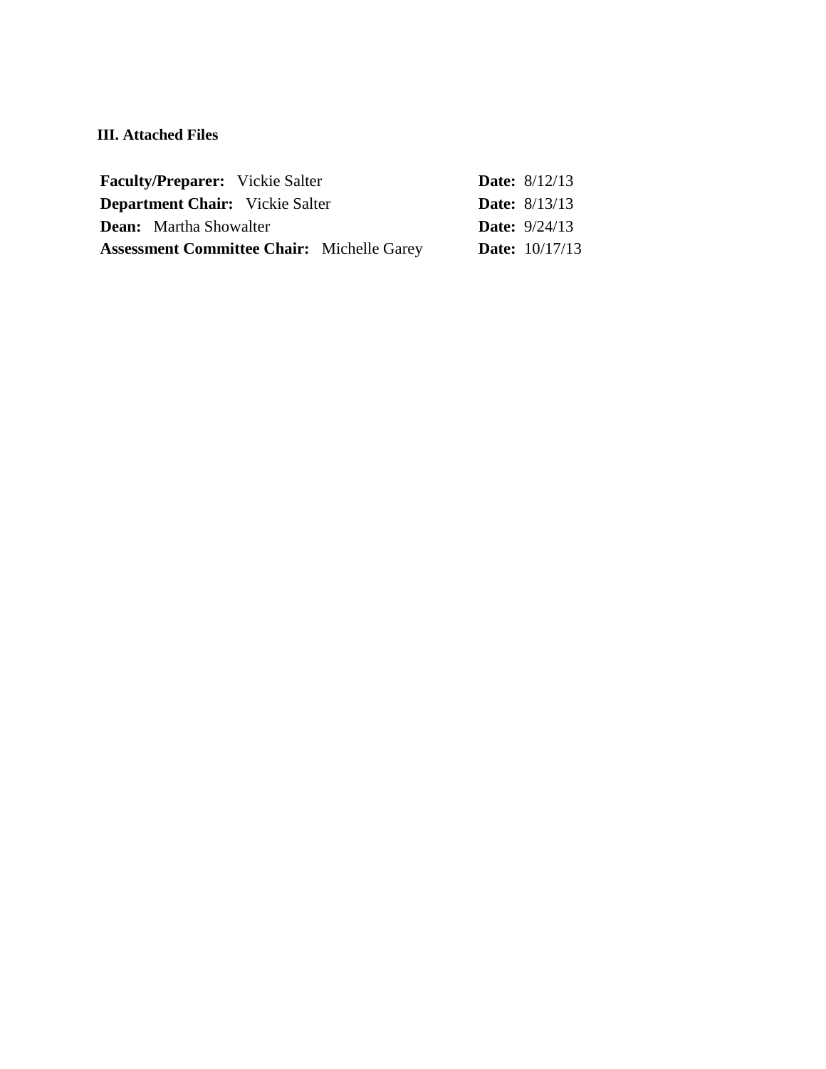**III. Attached Files**

| | |
|---|---|
| **Faculty/Preparer:** Vickie Salter | **Date:** 8/12/13 |
| **Department Chair:** Vickie Salter | **Date:** 8/13/13 |
| **Dean:** Martha Showalter | **Date:** 9/24/13 |
| **Assessment Committee Chair:** Michelle Garey | **Date:** 10/17/13 |